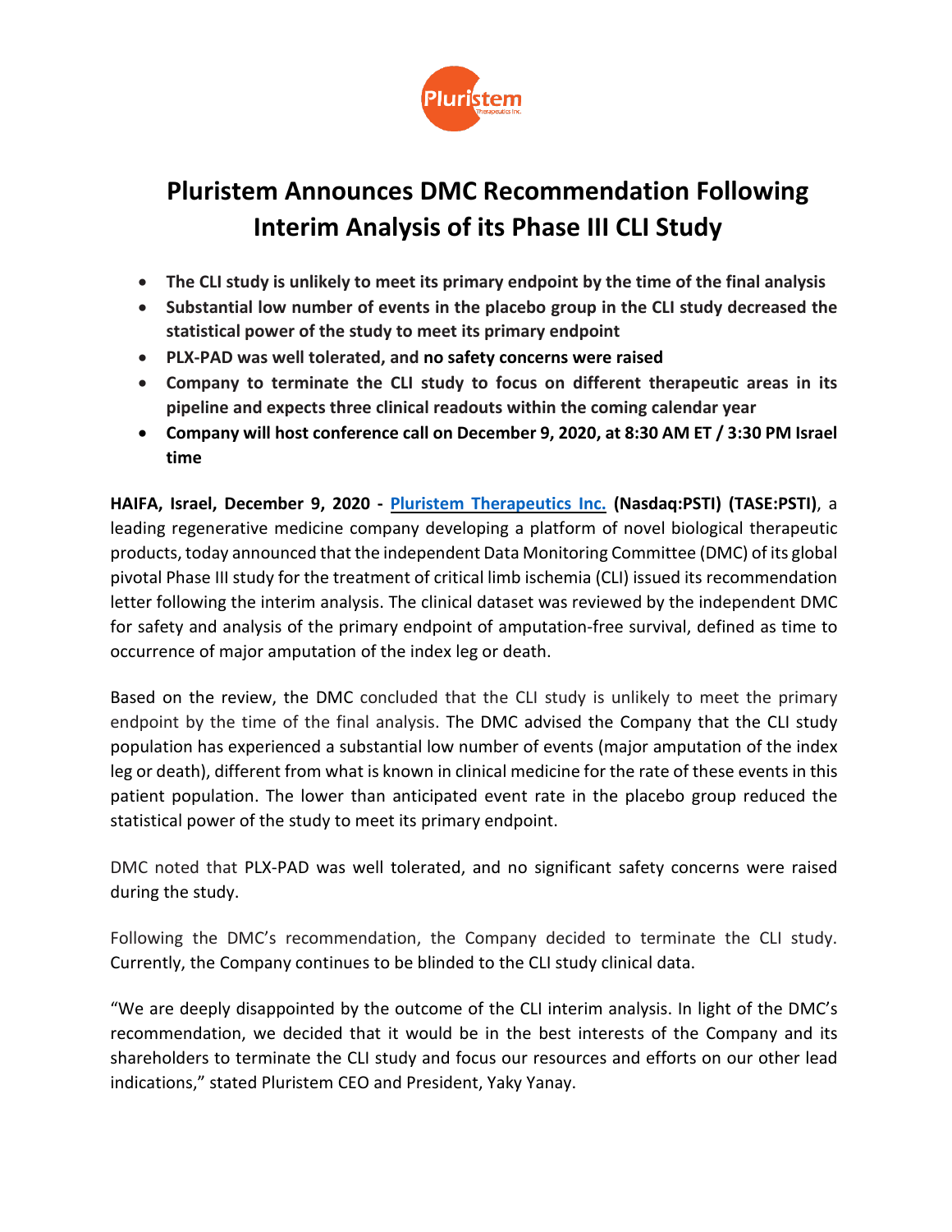# Pluristem Announces DMC Recommendation Following Interim Analysis of its Phase III CLI Study

- **The CLI study is unlikely to meet its primary endpoint by the time of the final analysis**
- **Substantial low number of events in the placebo group in the CLI study decreased the statistical power of the study to meet its primary endpoint**
- **PLX-PAD was well tolerated, and no safety concerns were raised**
- **Company to terminate the CLI study to focus on different therapeutic areas in its pipeline and expects three clinical readouts within the coming calendar year**
- **Company will host conference call on December 9, 2020, at 8:30 AM ET / 3:30 PM Israel time**

**HAIFA, Israel, December 9, 2020 - Pluristem Therapeutics Inc. (Nasdaq:PSTI) (TASE:PSTI)**, a leading regenerative medicine company developing a platform of novel biological therapeutic products, today announced that the independent Data Monitoring Committee (DMC) of its global pivotal Phase III study for the treatment of critical limb ischemia (CLI) issued its recommendation letter following the interim analysis. The clinical dataset was reviewed by the independent DMC for safety and analysis of the primary endpoint of amputation-free survival, defined as time to occurrence of major amputation of the index leg or death.

Based on the review, the DMC concluded that the CLI study is unlikely to meet the primary endpoint by the time of the final analysis. The DMC advised the Company that the CLI study population has experienced a substantial low number of events (major amputation of the index leg or death), different from what is known in clinical medicine for the rate of these events in this patient population. The lower than anticipated event rate in the placebo group reduced the statistical power of the study to meet its primary endpoint.

DMC noted that PLX-PAD was well tolerated, and no significant safety concerns were raised during the study.

Following the DMC's recommendation, the Company decided to terminate the CLI study. Currently, the Company continues to be blinded to the CLI study clinical data.

"We are deeply disappointed by the outcome of the CLI interim analysis. In light of the DMC's recommendation, we decided that it would be in the best interests of the Company and its shareholders to terminate the CLI study and focus our resources and efforts on our other lead indications," stated Pluristem CEO and President, Yaky Yanay.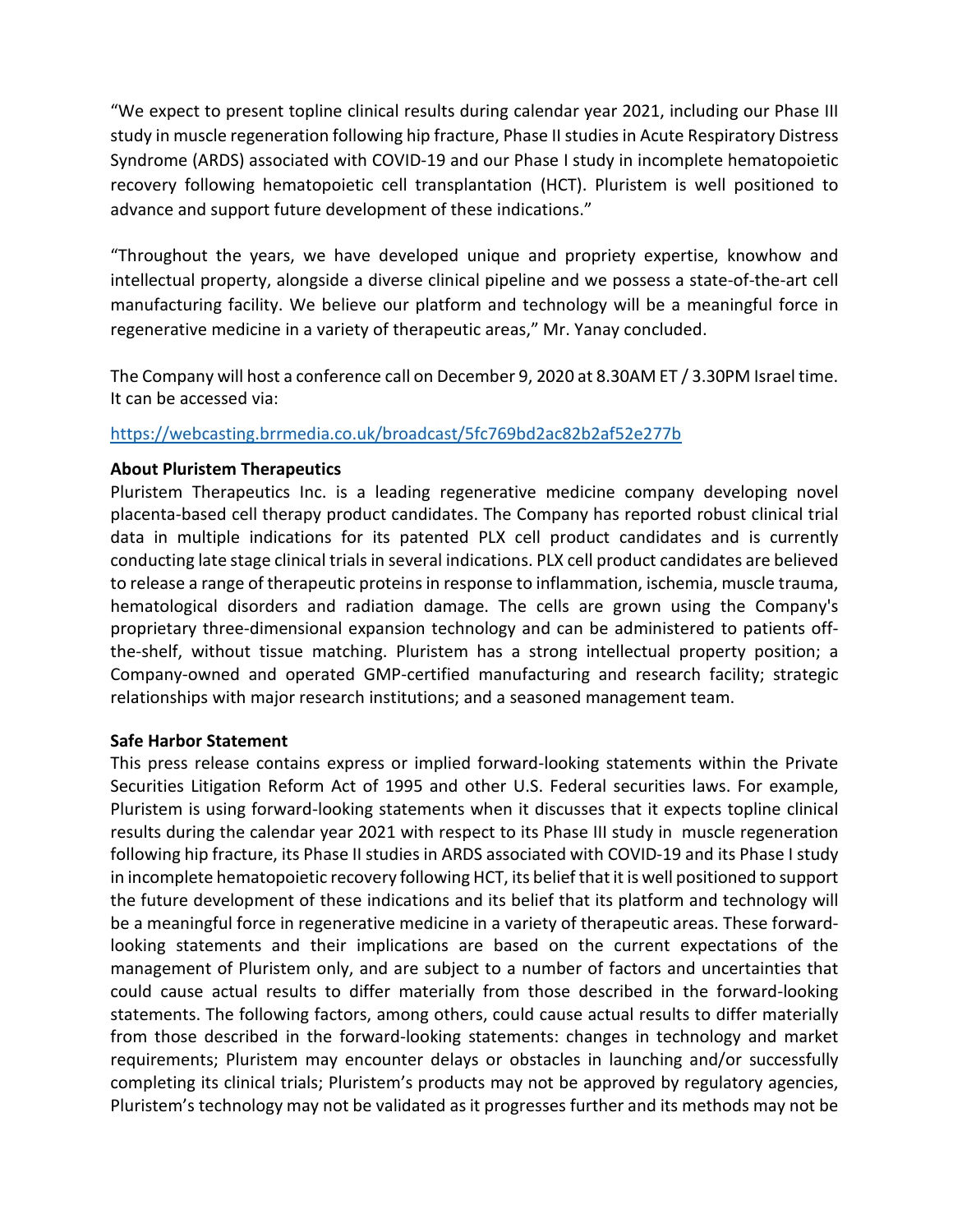"We expect to present topline clinical results during calendar year 2021, including our Phase III study in muscle regeneration following hip fracture, Phase II studies in Acute Respiratory Distress Syndrome (ARDS) associated with COVID-19 and our Phase I study in incomplete hematopoietic recovery following hematopoietic cell transplantation (HCT). Pluristem is well positioned to advance and support future development of these indications."

"Throughout the years, we have developed unique and propriety expertise, knowhow and intellectual property, alongside a diverse clinical pipeline and we possess a state-of-the-art cell manufacturing facility. We believe our platform and technology will be a meaningful force in regenerative medicine in a variety of therapeutic areas," Mr. Yanay concluded.

The Company will host a conference call on December 9, 2020 at 8.30AM ET / 3.30PM Israel time. It can be accessed via:

[https://webcasting.brrmedia.co.uk/broadcast/5fc769bd2ac82b2af52e277b](https://webcasting.brrmedia.co.uk/broadcast/5fc769bd2ac82b2af52e277b)

**About Pluristem Therapeutics**

Pluristem Therapeutics Inc. is a leading regenerative medicine company developing novel placenta-based cell therapy product candidates. The Company has reported robust clinical trial data in multiple indications for its patented PLX cell product candidates and is currently conducting late stage clinical trials in several indications. PLX cell product candidates are believed to release a range of therapeutic proteins in response to inflammation, ischemia, muscle trauma, hematological disorders and radiation damage. The cells are grown using the Company's proprietary three-dimensional expansion technology and can be administered to patients off-the-shelf, without tissue matching. Pluristem has a strong intellectual property position; a Company-owned and operated GMP-certified manufacturing and research facility; strategic relationships with major research institutions; and a seasoned management team.

**Safe Harbor Statement**

This press release contains express or implied forward-looking statements within the Private Securities Litigation Reform Act of 1995 and other U.S. Federal securities laws. For example, Pluristem is using forward-looking statements when it discusses that it expects topline clinical results during the calendar year 2021 with respect to its Phase III study in muscle regeneration following hip fracture, its Phase II studies in ARDS associated with COVID-19 and its Phase I study in incomplete hematopoietic recovery following HCT, its belief that it is well positioned to support the future development of these indications and its belief that its platform and technology will be a meaningful force in regenerative medicine in a variety of therapeutic areas. These forward-looking statements and their implications are based on the current expectations of the management of Pluristem only, and are subject to a number of factors and uncertainties that could cause actual results to differ materially from those described in the forward-looking statements. The following factors, among others, could cause actual results to differ materially from those described in the forward-looking statements: changes in technology and market requirements; Pluristem may encounter delays or obstacles in launching and/or successfully completing its clinical trials; Pluristem's products may not be approved by regulatory agencies, Pluristem's technology may not be validated as it progresses further and its methods may not be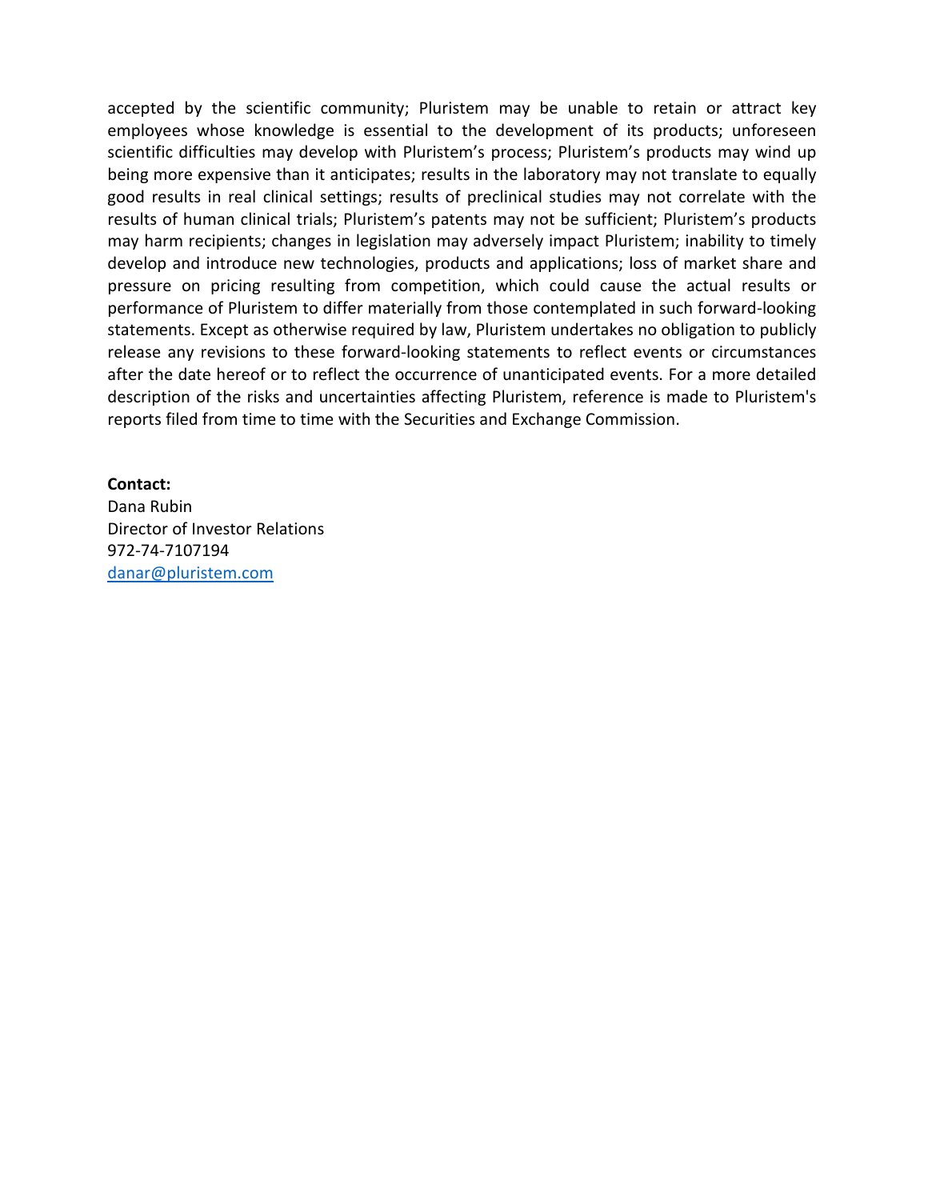accepted by the scientific community; Pluristem may be unable to retain or attract key employees whose knowledge is essential to the development of its products; unforeseen scientific difficulties may develop with Pluristem’s process; Pluristem’s products may wind up being more expensive than it anticipates; results in the laboratory may not translate to equally good results in real clinical settings; results of preclinical studies may not correlate with the results of human clinical trials; Pluristem’s patents may not be sufficient; Pluristem’s products may harm recipients; changes in legislation may adversely impact Pluristem; inability to timely develop and introduce new technologies, products and applications; loss of market share and pressure on pricing resulting from competition, which could cause the actual results or performance of Pluristem to differ materially from those contemplated in such forward-looking statements. Except as otherwise required by law, Pluristem undertakes no obligation to publicly release any revisions to these forward-looking statements to reflect events or circumstances after the date hereof or to reflect the occurrence of unanticipated events. For a more detailed description of the risks and uncertainties affecting Pluristem, reference is made to Pluristem's reports filed from time to time with the Securities and Exchange Commission.

**Contact:**
Dana Rubin
Director of Investor Relations
972-74-7107194
danar@pluristem.com